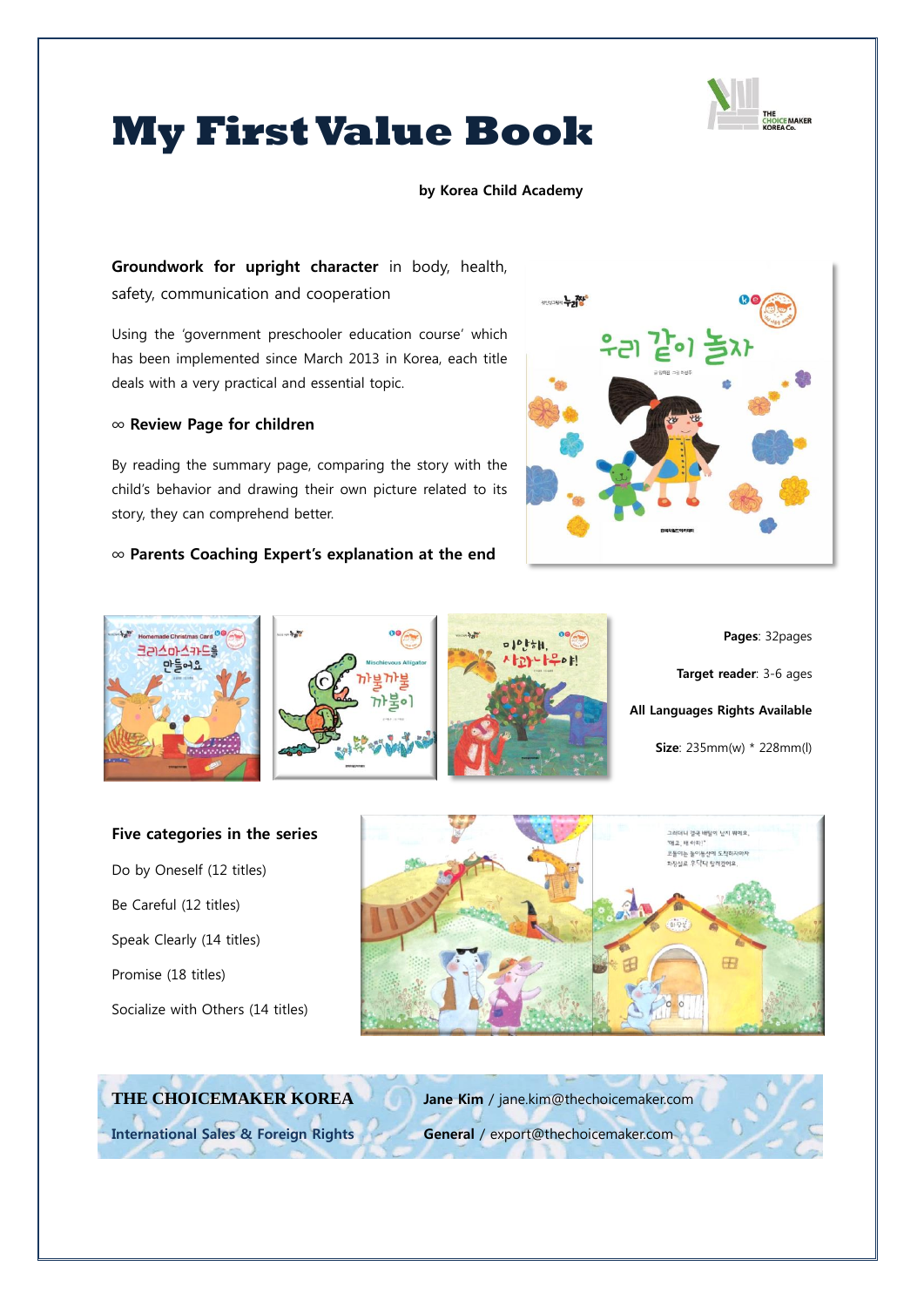# My First Value Book

**by Korea Child Academy**

**Groundwork for upright character** in body, health, safety, communication and cooperation

Using the 'government preschooler education course' which has been implemented since March 2013 in Korea, each title deals with a very practical and essential topic.

∞ **Review Page for children**

By reading the summary page, comparing the story with the child's behavior and drawing their own picture related to its story, they can comprehend better.

∞ **Parents Coaching Expert's explanation at the end**

**Pages**: 32pages

**Target reader**: 3-6 ages

**All Languages Rights Available**

**Size**: 235mm(w) * 228mm(l)

**Five categories in the series**

Do by Oneself (12 titles)

Be Careful (12 titles)

Speak Clearly (14 titles)

Promise (18 titles)

Socialize with Others (14 titles)

**THE CHOICEMAKER KOREA**

**International Sales & Foreign Rights**

**Jane Kim** / jane.kim@thechoicemaker.com

**General** / export@thechoicemaker.com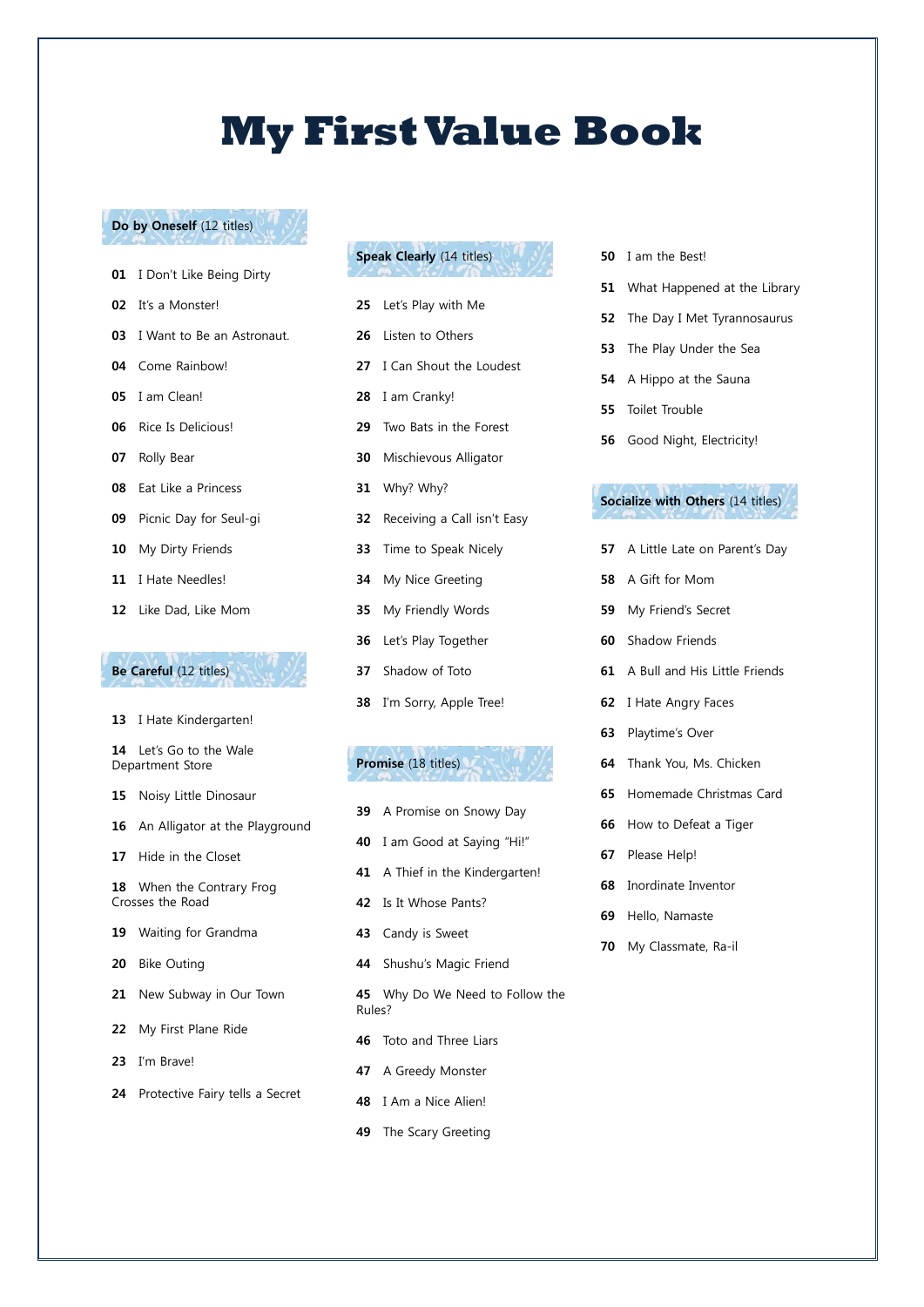# My First Value Book

## Do by Oneself (12 titles)

**01** I Don't Like Being Dirty

**02** It's a Monster!

**03** I Want to Be an Astronaut.

**04** Come Rainbow!

**05** I am Clean!

**06** Rice Is Delicious!

**07** Rolly Bear

**08** Eat Like a Princess

**09** Picnic Day for Seul-gi

**10** My Dirty Friends

**11** I Hate Needles!

**12** Like Dad, Like Mom

## Be Careful (12 titles)

**13** I Hate Kindergarten!

**14** Let's Go to the Wale Department Store

**15** Noisy Little Dinosaur

**16** An Alligator at the Playground

**17** Hide in the Closet

**18** When the Contrary Frog Crosses the Road

**19** Waiting for Grandma

**20** Bike Outing

**21** New Subway in Our Town

**22** My First Plane Ride

**23** I'm Brave!

**24** Protective Fairy tells a Secret

## Speak Clearly (14 titles)

**25** Let's Play with Me

**26** Listen to Others

**27** I Can Shout the Loudest

**28** I am Cranky!

**29** Two Bats in the Forest

**30** Mischievous Alligator

**31** Why? Why?

**32** Receiving a Call isn't Easy

**33** Time to Speak Nicely

**34** My Nice Greeting

**35** My Friendly Words

**36** Let's Play Together

**37** Shadow of Toto

**38** I'm Sorry, Apple Tree!

## Promise (18 titles)

**39** A Promise on Snowy Day

**40** I am Good at Saying "Hi!"

**41** A Thief in the Kindergarten!

**42** Is It Whose Pants?

**43** Candy is Sweet

**44** Shushu's Magic Friend

**45** Why Do We Need to Follow the Rules?

**46** Toto and Three Liars

**47** A Greedy Monster

**48** I Am a Nice Alien!

**49** The Scary Greeting

**50** I am the Best!

**51** What Happened at the Library

**52** The Day I Met Tyrannosaurus

**53** The Play Under the Sea

**54** A Hippo at the Sauna

**55** Toilet Trouble

**56** Good Night, Electricity!

## Socialize with Others (14 titles)

**57** A Little Late on Parent's Day

**58** A Gift for Mom

**59** My Friend's Secret

**60** Shadow Friends

**61** A Bull and His Little Friends

**62** I Hate Angry Faces

**63** Playtime's Over

**64** Thank You, Ms. Chicken

**65** Homemade Christmas Card

**66** How to Defeat a Tiger

**67** Please Help!

**68** Inordinate Inventor

**69** Hello, Namaste

**70** My Classmate, Ra-il